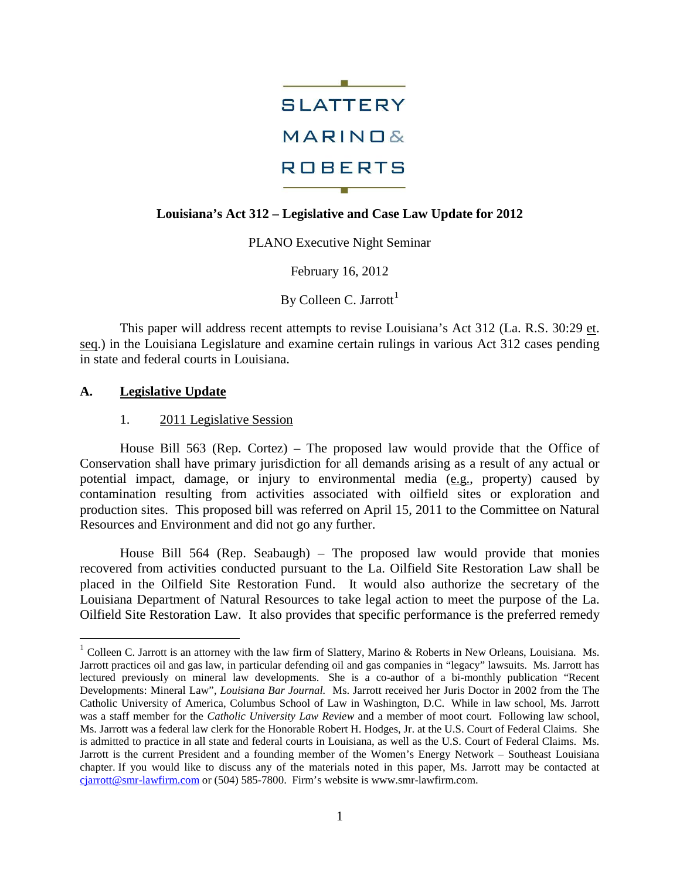SLATTERY

MARINO &

ROBERTS

**Louisiana's Act 312 – Legislative and Case Law Update for 2012**

PLANO Executive Night Seminar

February 16, 2012

By Colleen C. Jarrott[1]

This paper will address recent attempts to revise Louisiana's Act 312 (La. R.S. 30:29 et. seq.) in the Louisiana Legislature and examine certain rulings in various Act 312 cases pending in state and federal courts in Louisiana.

## A. Legislative Update

### 1. 2011 Legislative Session

House Bill 563 (Rep. Cortez) – The proposed law would provide that the Office of Conservation shall have primary jurisdiction for all demands arising as a result of any actual or potential impact, damage, or injury to environmental media (e.g., property) caused by contamination resulting from activities associated with oilfield sites or exploration and production sites. This proposed bill was referred on April 15, 2011 to the Committee on Natural Resources and Environment and did not go any further.

House Bill 564 (Rep. Seabaugh) – The proposed law would provide that monies recovered from activities conducted pursuant to the La. Oilfield Site Restoration Law shall be placed in the Oilfield Site Restoration Fund. It would also authorize the secretary of the Louisiana Department of Natural Resources to take legal action to meet the purpose of the La. Oilfield Site Restoration Law. It also provides that specific performance is the preferred remedy

---

[1] Colleen C. Jarrott is an attorney with the law firm of Slattery, Marino & Roberts in New Orleans, Louisiana. Ms. Jarrott practices oil and gas law, in particular defending oil and gas companies in "legacy" lawsuits. Ms. Jarrott has lectured previously on mineral law developments. She is a co-author of a bi-monthly publication "Recent Developments: Mineral Law", *Louisiana Bar Journal.* Ms. Jarrott received her Juris Doctor in 2002 from the The Catholic University of America, Columbus School of Law in Washington, D.C. While in law school, Ms. Jarrott was a staff member for the *Catholic University Law Review* and a member of moot court. Following law school, Ms. Jarrott was a federal law clerk for the Honorable Robert H. Hodges, Jr. at the U.S. Court of Federal Claims. She is admitted to practice in all state and federal courts in Louisiana, as well as the U.S. Court of Federal Claims. Ms. Jarrott is the current President and a founding member of the Women's Energy Network – Southeast Louisiana chapter. If you would like to discuss any of the materials noted in this paper, Ms. Jarrott may be contacted at cjarrott@smr-lawfirm.com or (504) 585-7800. Firm's website is www.smr-lawfirm.com.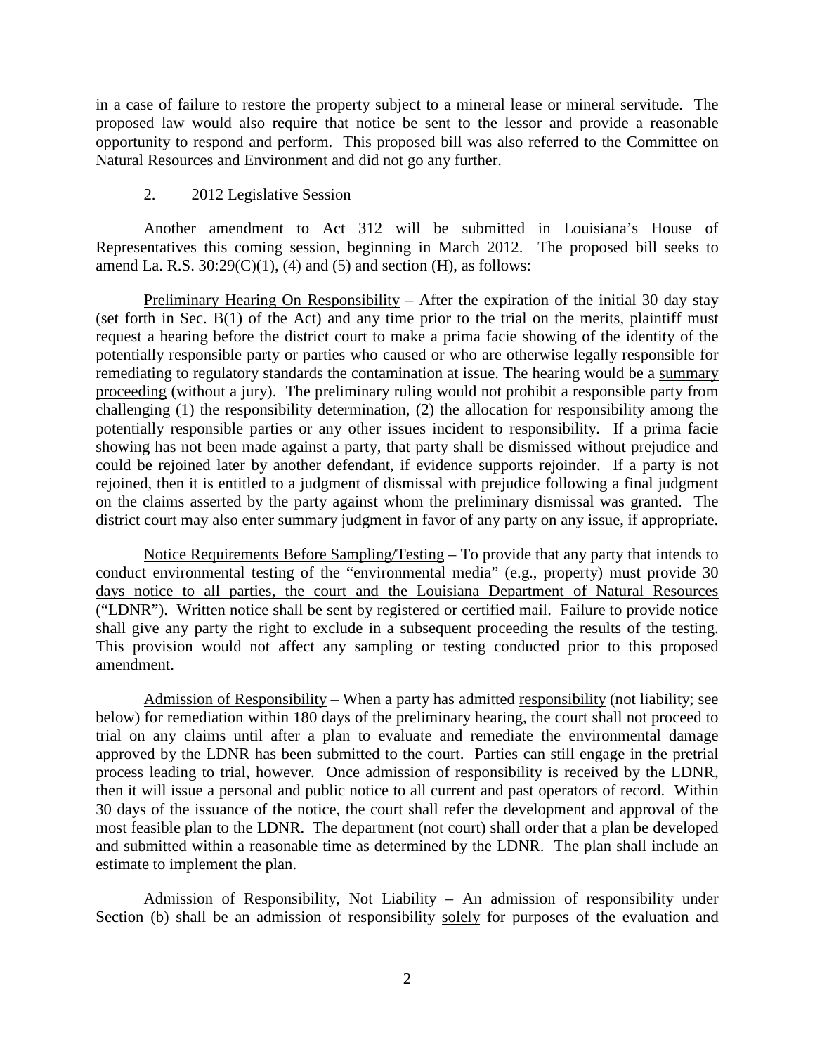in a case of failure to restore the property subject to a mineral lease or mineral servitude. The proposed law would also require that notice be sent to the lessor and provide a reasonable opportunity to respond and perform. This proposed bill was also referred to the Committee on Natural Resources and Environment and did not go any further.

2. <u>2012 Legislative Session</u>

Another amendment to Act 312 will be submitted in Louisiana's House of Representatives this coming session, beginning in March 2012. The proposed bill seeks to amend La. R.S. 30:29(C)(1), (4) and (5) and section (H), as follows:

<u>Preliminary Hearing On Responsibility</u> – After the expiration of the initial 30 day stay (set forth in Sec. B(1) of the Act) and any time prior to the trial on the merits, plaintiff must request a hearing before the district court to make a <u>prima facie</u> showing of the identity of the potentially responsible party or parties who caused or who are otherwise legally responsible for remediating to regulatory standards the contamination at issue. The hearing would be a <u>summary proceeding</u> (without a jury). The preliminary ruling would not prohibit a responsible party from challenging (1) the responsibility determination, (2) the allocation for responsibility among the potentially responsible parties or any other issues incident to responsibility. If a prima facie showing has not been made against a party, that party shall be dismissed without prejudice and could be rejoined later by another defendant, if evidence supports rejoinder. If a party is not rejoined, then it is entitled to a judgment of dismissal with prejudice following a final judgment on the claims asserted by the party against whom the preliminary dismissal was granted. The district court may also enter summary judgment in favor of any party on any issue, if appropriate.

<u>Notice Requirements Before Sampling/Testing</u> – To provide that any party that intends to conduct environmental testing of the "environmental media" (<u>e.g.</u>, property) must provide <u>30 days notice to all parties, the court and the Louisiana Department of Natural Resources</u> ("LDNR"). Written notice shall be sent by registered or certified mail. Failure to provide notice shall give any party the right to exclude in a subsequent proceeding the results of the testing. This provision would not affect any sampling or testing conducted prior to this proposed amendment.

<u>Admission of Responsibility</u> – When a party has admitted <u>responsibility</u> (not liability; see below) for remediation within 180 days of the preliminary hearing, the court shall not proceed to trial on any claims until after a plan to evaluate and remediate the environmental damage approved by the LDNR has been submitted to the court. Parties can still engage in the pretrial process leading to trial, however. Once admission of responsibility is received by the LDNR, then it will issue a personal and public notice to all current and past operators of record. Within 30 days of the issuance of the notice, the court shall refer the development and approval of the most feasible plan to the LDNR. The department (not court) shall order that a plan be developed and submitted within a reasonable time as determined by the LDNR. The plan shall include an estimate to implement the plan.

<u>Admission of Responsibility, Not Liability</u> – An admission of responsibility under Section (b) shall be an admission of responsibility <u>solely</u> for purposes of the evaluation and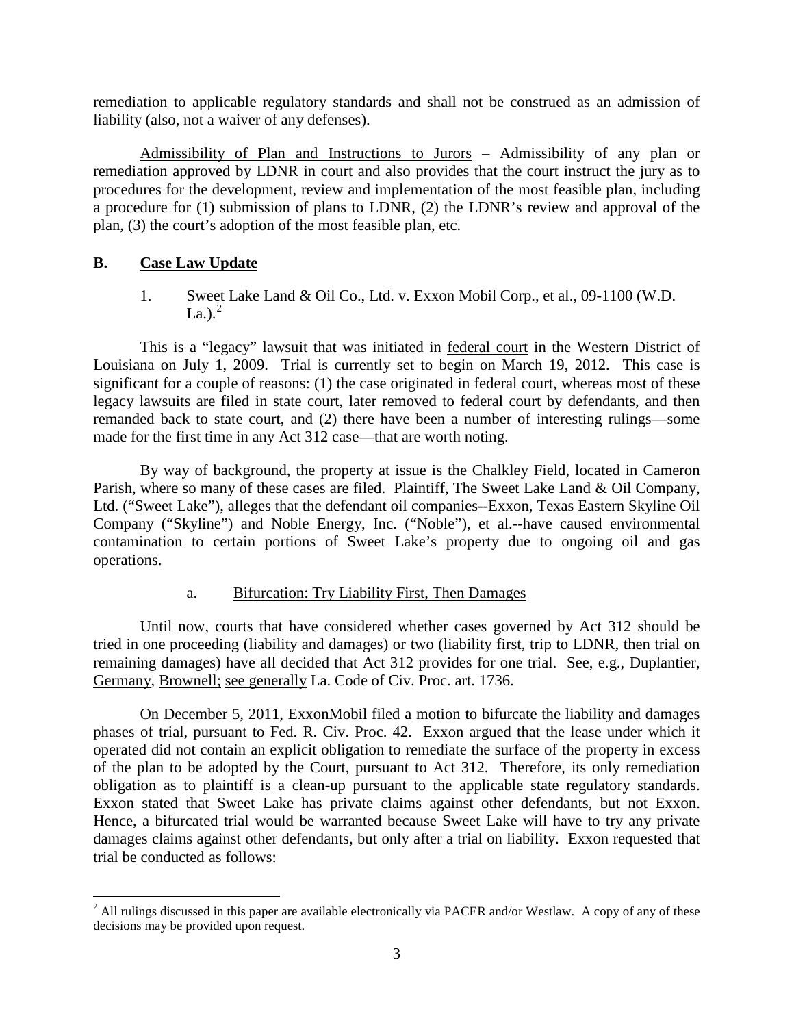remediation to applicable regulatory standards and shall not be construed as an admission of liability (also, not a waiver of any defenses).

Admissibility of Plan and Instructions to Jurors – Admissibility of any plan or remediation approved by LDNR in court and also provides that the court instruct the jury as to procedures for the development, review and implementation of the most feasible plan, including a procedure for (1) submission of plans to LDNR, (2) the LDNR's review and approval of the plan, (3) the court's adoption of the most feasible plan, etc.

## B. Case Law Update

### 1. Sweet Lake Land & Oil Co., Ltd. v. Exxon Mobil Corp., et al., 09-1100 (W.D. La.).[2]

This is a "legacy" lawsuit that was initiated in federal court in the Western District of Louisiana on July 1, 2009. Trial is currently set to begin on March 19, 2012. This case is significant for a couple of reasons: (1) the case originated in federal court, whereas most of these legacy lawsuits are filed in state court, later removed to federal court by defendants, and then remanded back to state court, and (2) there have been a number of interesting rulings—some made for the first time in any Act 312 case—that are worth noting.

By way of background, the property at issue is the Chalkley Field, located in Cameron Parish, where so many of these cases are filed. Plaintiff, The Sweet Lake Land & Oil Company, Ltd. ("Sweet Lake"), alleges that the defendant oil companies--Exxon, Texas Eastern Skyline Oil Company ("Skyline") and Noble Energy, Inc. ("Noble"), et al.--have caused environmental contamination to certain portions of Sweet Lake's property due to ongoing oil and gas operations.

#### a. Bifurcation: Try Liability First, Then Damages

Until now, courts that have considered whether cases governed by Act 312 should be tried in one proceeding (liability and damages) or two (liability first, trip to LDNR, then trial on remaining damages) have all decided that Act 312 provides for one trial. See, e.g., Duplantier, Germany, Brownell; see generally La. Code of Civ. Proc. art. 1736.

On December 5, 2011, ExxonMobil filed a motion to bifurcate the liability and damages phases of trial, pursuant to Fed. R. Civ. Proc. 42. Exxon argued that the lease under which it operated did not contain an explicit obligation to remediate the surface of the property in excess of the plan to be adopted by the Court, pursuant to Act 312. Therefore, its only remediation obligation as to plaintiff is a clean-up pursuant to the applicable state regulatory standards. Exxon stated that Sweet Lake has private claims against other defendants, but not Exxon. Hence, a bifurcated trial would be warranted because Sweet Lake will have to try any private damages claims against other defendants, but only after a trial on liability. Exxon requested that trial be conducted as follows:

[2] All rulings discussed in this paper are available electronically via PACER and/or Westlaw. A copy of any of these decisions may be provided upon request.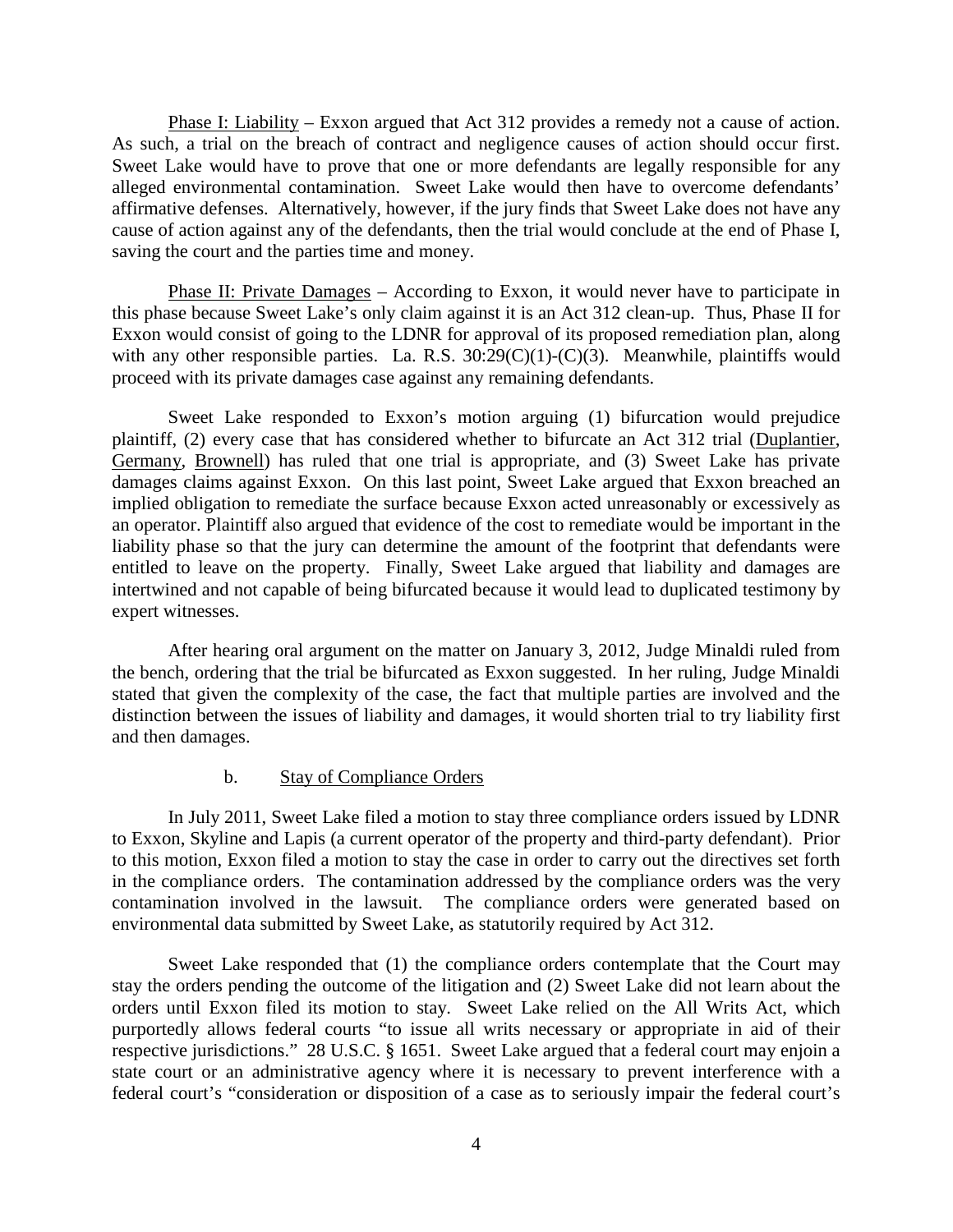Phase I: Liability – Exxon argued that Act 312 provides a remedy not a cause of action. As such, a trial on the breach of contract and negligence causes of action should occur first. Sweet Lake would have to prove that one or more defendants are legally responsible for any alleged environmental contamination. Sweet Lake would then have to overcome defendants' affirmative defenses. Alternatively, however, if the jury finds that Sweet Lake does not have any cause of action against any of the defendants, then the trial would conclude at the end of Phase I, saving the court and the parties time and money.

Phase II: Private Damages – According to Exxon, it would never have to participate in this phase because Sweet Lake's only claim against it is an Act 312 clean-up. Thus, Phase II for Exxon would consist of going to the LDNR for approval of its proposed remediation plan, along with any other responsible parties. La. R.S. 30:29(C)(1)-(C)(3). Meanwhile, plaintiffs would proceed with its private damages case against any remaining defendants.

Sweet Lake responded to Exxon's motion arguing (1) bifurcation would prejudice plaintiff, (2) every case that has considered whether to bifurcate an Act 312 trial (Duplantier, Germany, Brownell) has ruled that one trial is appropriate, and (3) Sweet Lake has private damages claims against Exxon. On this last point, Sweet Lake argued that Exxon breached an implied obligation to remediate the surface because Exxon acted unreasonably or excessively as an operator. Plaintiff also argued that evidence of the cost to remediate would be important in the liability phase so that the jury can determine the amount of the footprint that defendants were entitled to leave on the property. Finally, Sweet Lake argued that liability and damages are intertwined and not capable of being bifurcated because it would lead to duplicated testimony by expert witnesses.

After hearing oral argument on the matter on January 3, 2012, Judge Minaldi ruled from the bench, ordering that the trial be bifurcated as Exxon suggested. In her ruling, Judge Minaldi stated that given the complexity of the case, the fact that multiple parties are involved and the distinction between the issues of liability and damages, it would shorten trial to try liability first and then damages.

### b. Stay of Compliance Orders

In July 2011, Sweet Lake filed a motion to stay three compliance orders issued by LDNR to Exxon, Skyline and Lapis (a current operator of the property and third-party defendant). Prior to this motion, Exxon filed a motion to stay the case in order to carry out the directives set forth in the compliance orders. The contamination addressed by the compliance orders was the very contamination involved in the lawsuit. The compliance orders were generated based on environmental data submitted by Sweet Lake, as statutorily required by Act 312.

Sweet Lake responded that (1) the compliance orders contemplate that the Court may stay the orders pending the outcome of the litigation and (2) Sweet Lake did not learn about the orders until Exxon filed its motion to stay. Sweet Lake relied on the All Writs Act, which purportedly allows federal courts "to issue all writs necessary or appropriate in aid of their respective jurisdictions." 28 U.S.C. § 1651. Sweet Lake argued that a federal court may enjoin a state court or an administrative agency where it is necessary to prevent interference with a federal court's "consideration or disposition of a case as to seriously impair the federal court's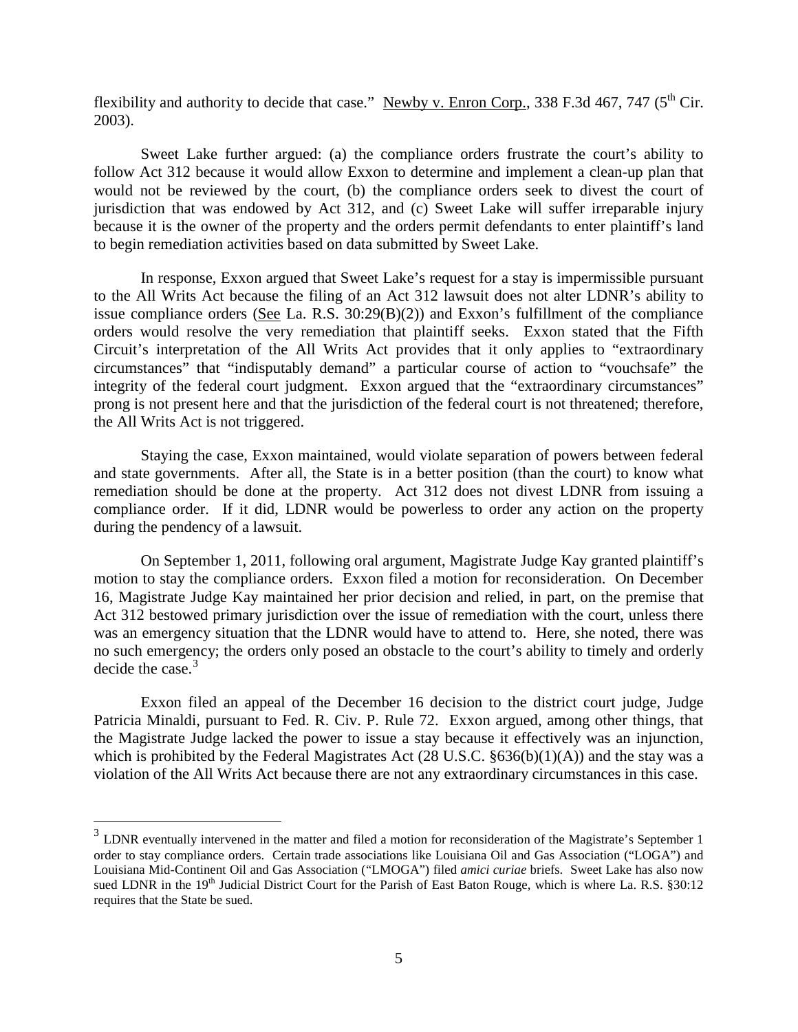flexibility and authority to decide that case." Newby v. Enron Corp., 338 F.3d 467, 747 (5th Cir. 2003).

Sweet Lake further argued: (a) the compliance orders frustrate the court's ability to follow Act 312 because it would allow Exxon to determine and implement a clean-up plan that would not be reviewed by the court, (b) the compliance orders seek to divest the court of jurisdiction that was endowed by Act 312, and (c) Sweet Lake will suffer irreparable injury because it is the owner of the property and the orders permit defendants to enter plaintiff's land to begin remediation activities based on data submitted by Sweet Lake.

In response, Exxon argued that Sweet Lake's request for a stay is impermissible pursuant to the All Writs Act because the filing of an Act 312 lawsuit does not alter LDNR's ability to issue compliance orders (See La. R.S. 30:29(B)(2)) and Exxon's fulfillment of the compliance orders would resolve the very remediation that plaintiff seeks. Exxon stated that the Fifth Circuit's interpretation of the All Writs Act provides that it only applies to "extraordinary circumstances" that "indisputably demand" a particular course of action to "vouchsafe" the integrity of the federal court judgment. Exxon argued that the "extraordinary circumstances" prong is not present here and that the jurisdiction of the federal court is not threatened; therefore, the All Writs Act is not triggered.

Staying the case, Exxon maintained, would violate separation of powers between federal and state governments. After all, the State is in a better position (than the court) to know what remediation should be done at the property. Act 312 does not divest LDNR from issuing a compliance order. If it did, LDNR would be powerless to order any action on the property during the pendency of a lawsuit.

On September 1, 2011, following oral argument, Magistrate Judge Kay granted plaintiff's motion to stay the compliance orders. Exxon filed a motion for reconsideration. On December 16, Magistrate Judge Kay maintained her prior decision and relied, in part, on the premise that Act 312 bestowed primary jurisdiction over the issue of remediation with the court, unless there was an emergency situation that the LDNR would have to attend to. Here, she noted, there was no such emergency; the orders only posed an obstacle to the court's ability to timely and orderly decide the case.[3]

Exxon filed an appeal of the December 16 decision to the district court judge, Judge Patricia Minaldi, pursuant to Fed. R. Civ. P. Rule 72. Exxon argued, among other things, that the Magistrate Judge lacked the power to issue a stay because it effectively was an injunction, which is prohibited by the Federal Magistrates Act (28 U.S.C. §636(b)(1)(A)) and the stay was a violation of the All Writs Act because there are not any extraordinary circumstances in this case.

---

[3] LDNR eventually intervened in the matter and filed a motion for reconsideration of the Magistrate's September 1 order to stay compliance orders. Certain trade associations like Louisiana Oil and Gas Association ("LOGA") and Louisiana Mid-Continent Oil and Gas Association ("LMOGA") filed *amici curiae* briefs. Sweet Lake has also now sued LDNR in the 19th Judicial District Court for the Parish of East Baton Rouge, which is where La. R.S. §30:12 requires that the State be sued.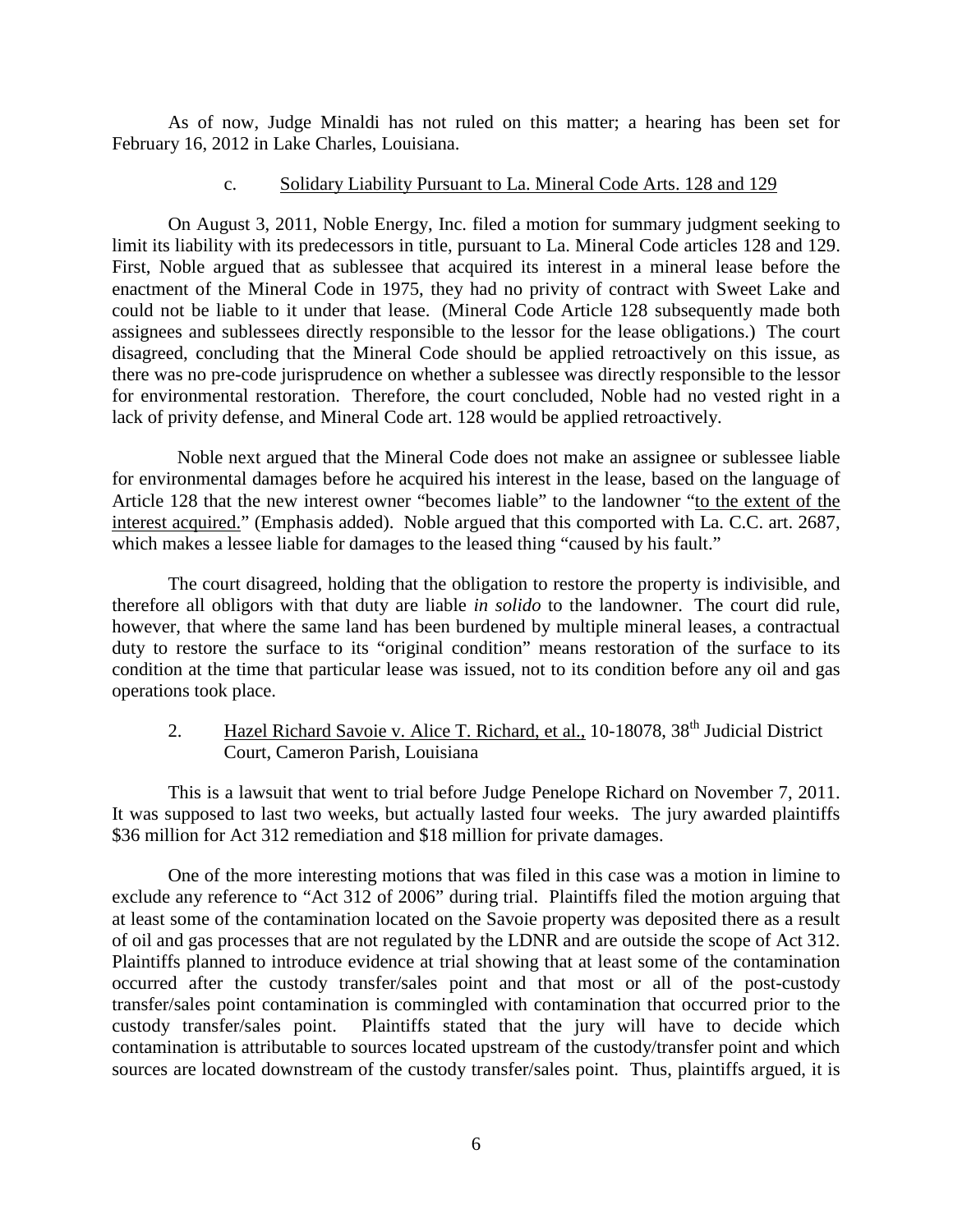As of now, Judge Minaldi has not ruled on this matter; a hearing has been set for February 16, 2012 in Lake Charles, Louisiana.

c. Solidary Liability Pursuant to La. Mineral Code Arts. 128 and 129

On August 3, 2011, Noble Energy, Inc. filed a motion for summary judgment seeking to limit its liability with its predecessors in title, pursuant to La. Mineral Code articles 128 and 129. First, Noble argued that as sublessee that acquired its interest in a mineral lease before the enactment of the Mineral Code in 1975, they had no privity of contract with Sweet Lake and could not be liable to it under that lease. (Mineral Code Article 128 subsequently made both assignees and sublessees directly responsible to the lessor for the lease obligations.) The court disagreed, concluding that the Mineral Code should be applied retroactively on this issue, as there was no pre-code jurisprudence on whether a sublessee was directly responsible to the lessor for environmental restoration. Therefore, the court concluded, Noble had no vested right in a lack of privity defense, and Mineral Code art. 128 would be applied retroactively.

Noble next argued that the Mineral Code does not make an assignee or sublessee liable for environmental damages before he acquired his interest in the lease, based on the language of Article 128 that the new interest owner "becomes liable" to the landowner "to the extent of the interest acquired." (Emphasis added). Noble argued that this comported with La. C.C. art. 2687, which makes a lessee liable for damages to the leased thing "caused by his fault."

The court disagreed, holding that the obligation to restore the property is indivisible, and therefore all obligors with that duty are liable *in solido* to the landowner. The court did rule, however, that where the same land has been burdened by multiple mineral leases, a contractual duty to restore the surface to its "original condition" means restoration of the surface to its condition at the time that particular lease was issued, not to its condition before any oil and gas operations took place.

2. Hazel Richard Savoie v. Alice T. Richard, et al., 10-18078, 38th Judicial District Court, Cameron Parish, Louisiana

This is a lawsuit that went to trial before Judge Penelope Richard on November 7, 2011. It was supposed to last two weeks, but actually lasted four weeks. The jury awarded plaintiffs \$36 million for Act 312 remediation and \$18 million for private damages.

One of the more interesting motions that was filed in this case was a motion in limine to exclude any reference to "Act 312 of 2006" during trial. Plaintiffs filed the motion arguing that at least some of the contamination located on the Savoie property was deposited there as a result of oil and gas processes that are not regulated by the LDNR and are outside the scope of Act 312. Plaintiffs planned to introduce evidence at trial showing that at least some of the contamination occurred after the custody transfer/sales point and that most or all of the post-custody transfer/sales point contamination is commingled with contamination that occurred prior to the custody transfer/sales point. Plaintiffs stated that the jury will have to decide which contamination is attributable to sources located upstream of the custody/transfer point and which sources are located downstream of the custody transfer/sales point. Thus, plaintiffs argued, it is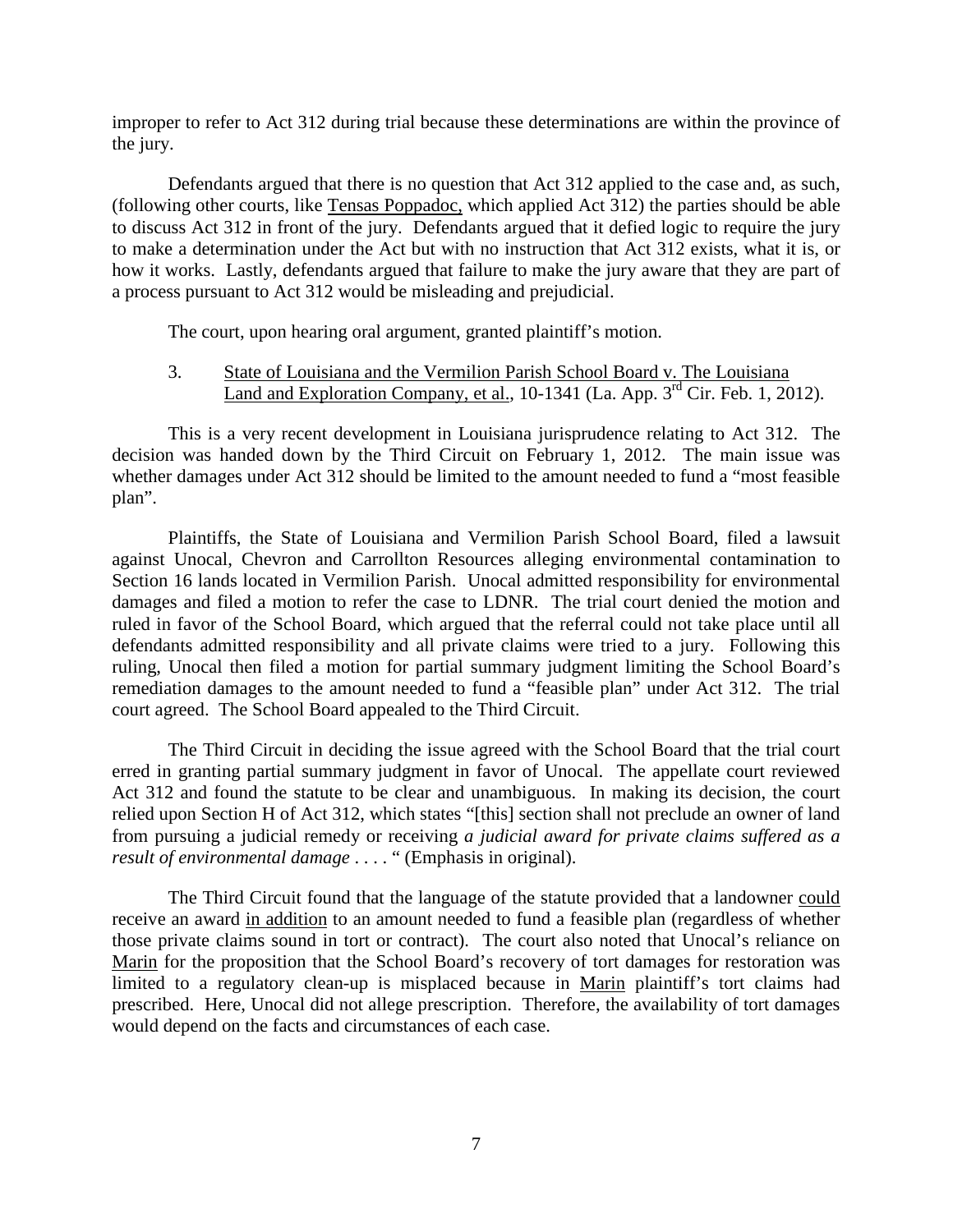improper to refer to Act 312 during trial because these determinations are within the province of the jury.

Defendants argued that there is no question that Act 312 applied to the case and, as such, (following other courts, like Tensas Poppadoc, which applied Act 312) the parties should be able to discuss Act 312 in front of the jury. Defendants argued that it defied logic to require the jury to make a determination under the Act but with no instruction that Act 312 exists, what it is, or how it works. Lastly, defendants argued that failure to make the jury aware that they are part of a process pursuant to Act 312 would be misleading and prejudicial.

The court, upon hearing oral argument, granted plaintiff's motion.

3. State of Louisiana and the Vermilion Parish School Board v. The Louisiana Land and Exploration Company, et al., 10-1341 (La. App. 3rd Cir. Feb. 1, 2012).

This is a very recent development in Louisiana jurisprudence relating to Act 312. The decision was handed down by the Third Circuit on February 1, 2012. The main issue was whether damages under Act 312 should be limited to the amount needed to fund a "most feasible plan".

Plaintiffs, the State of Louisiana and Vermilion Parish School Board, filed a lawsuit against Unocal, Chevron and Carrollton Resources alleging environmental contamination to Section 16 lands located in Vermilion Parish. Unocal admitted responsibility for environmental damages and filed a motion to refer the case to LDNR. The trial court denied the motion and ruled in favor of the School Board, which argued that the referral could not take place until all defendants admitted responsibility and all private claims were tried to a jury. Following this ruling, Unocal then filed a motion for partial summary judgment limiting the School Board's remediation damages to the amount needed to fund a "feasible plan" under Act 312. The trial court agreed. The School Board appealed to the Third Circuit.

The Third Circuit in deciding the issue agreed with the School Board that the trial court erred in granting partial summary judgment in favor of Unocal. The appellate court reviewed Act 312 and found the statute to be clear and unambiguous. In making its decision, the court relied upon Section H of Act 312, which states "[this] section shall not preclude an owner of land from pursuing a judicial remedy or receiving *a judicial award for private claims suffered as a result of environmental damage* . . . . " (Emphasis in original).

The Third Circuit found that the language of the statute provided that a landowner could receive an award in addition to an amount needed to fund a feasible plan (regardless of whether those private claims sound in tort or contract). The court also noted that Unocal's reliance on Marin for the proposition that the School Board's recovery of tort damages for restoration was limited to a regulatory clean-up is misplaced because in Marin plaintiff's tort claims had prescribed. Here, Unocal did not allege prescription. Therefore, the availability of tort damages would depend on the facts and circumstances of each case.